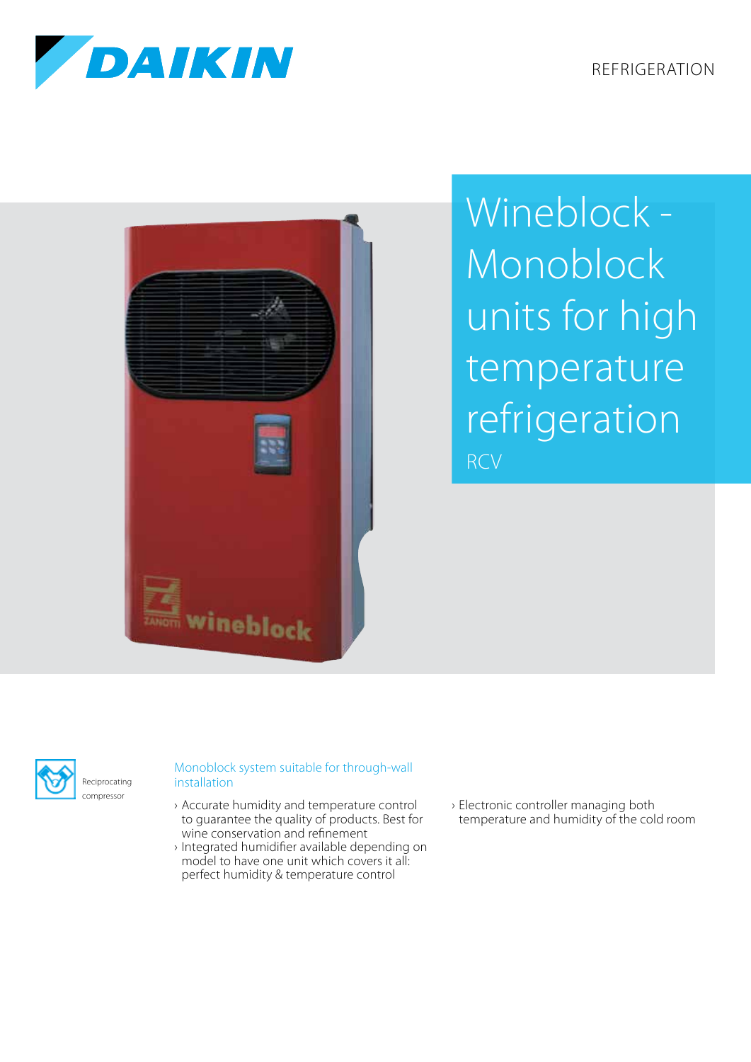REFRIGERATION

# Wineblock - Monoblock units for high temperature refrigeration

RCV

Reciprocating compressor

## Monoblock system suitable for through-wall installation

- Accurate humidity and temperature control to guarantee the quality of products. Best for wine conservation and refinement
- Integrated humidifier available depending on model to have one unit which covers it all: perfect humidity & temperature control
- Electronic controller managing both temperature and humidity of the cold room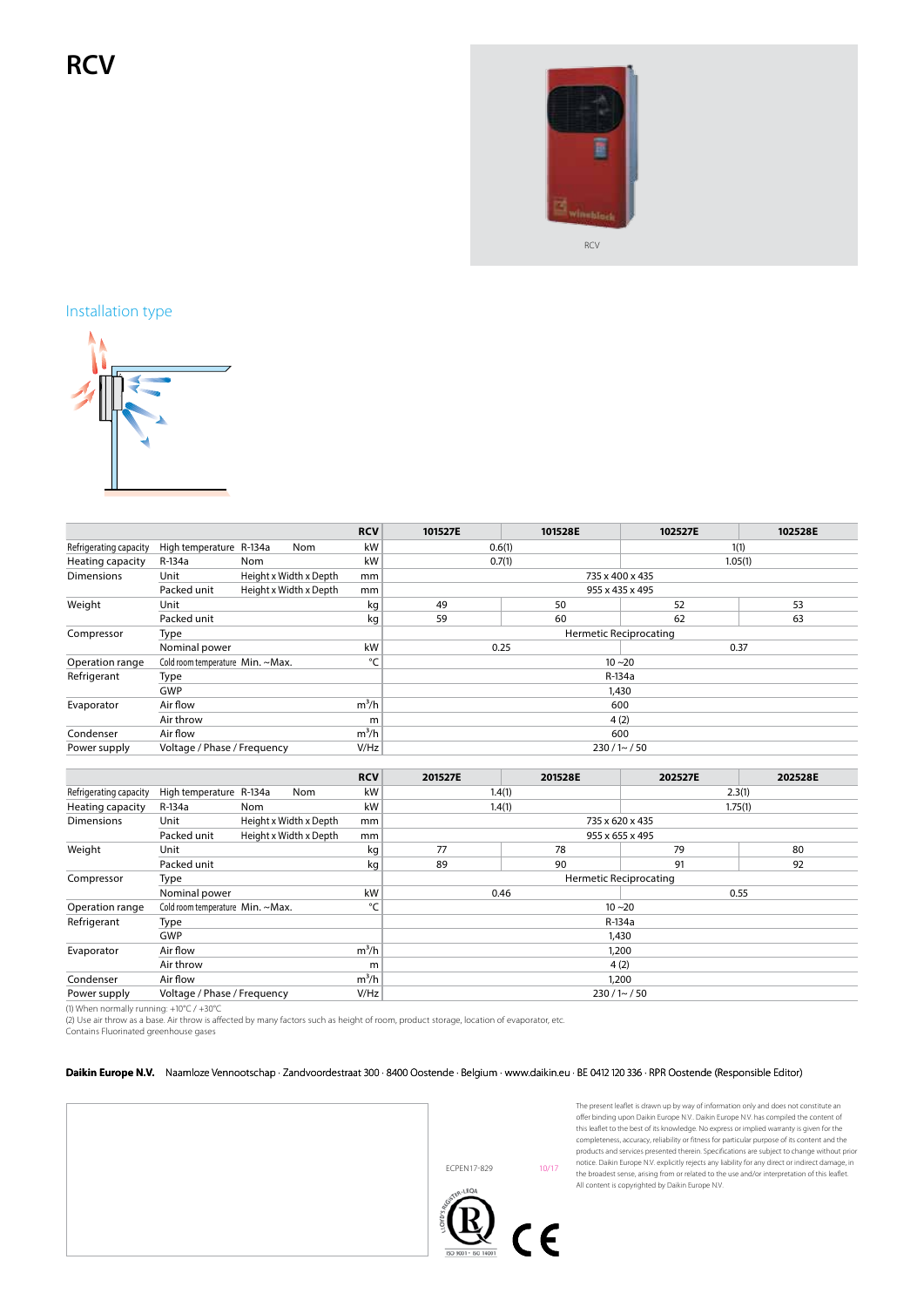# RCV

RCV

## Installation type

| | | | | RCV | 101527E | 101528E | 102527E | 102528E |
|---|---|---|---|---|---|---|---|---|
| Refrigerating capacity | High temperature | R-134a | Nom | kW | 0.6(1) | | 1(1) | |
| Heating capacity | R-134a | Nom | | kW | 0.7(1) | | 1.05(1) | |
| Dimensions | Unit | Height x Width x Depth | | mm | 735 x 400 x 435 | | | |
| | Packed unit | Height x Width x Depth | | mm | 955 x 435 x 495 | | | |
| Weight | Unit | | | kg | 49 | 50 | 52 | 53 |
| | Packed unit | | | kg | 59 | 60 | 62 | 63 |
| Compressor | Type | | | | Hermetic Reciprocating | | | |
| | Nominal power | | | kW | 0.25 | | 0.37 | |
| Operation range | Cold room temperature | Min. ~Max. | | °C | 10 ~20 | | | |
| Refrigerant | Type | | | | R-134a | | | |
| | GWP | | | | 1,430 | | | |
| Evaporator | Air flow | | | m³/h | 600 | | | |
| | Air throw | | | m | 4 (2) | | | |
| Condenser | Air flow | | | m³/h | 600 | | | |
| Power supply | Voltage / Phase / Frequency | | | V/Hz | 230 / 1~ / 50 | | | |

| | | | | RCV | 201527E | 201528E | 202527E | 202528E |
|---|---|---|---|---|---|---|---|---|
| Refrigerating capacity | High temperature | R-134a | Nom | kW | 1.4(1) | | 2.3(1) | |
| Heating capacity | R-134a | Nom | | kW | 1.4(1) | | 1.75(1) | |
| Dimensions | Unit | Height x Width x Depth | | mm | 735 x 620 x 435 | | | |
| | Packed unit | Height x Width x Depth | | mm | 955 x 655 x 495 | | | |
| Weight | Unit | | | kg | 77 | 78 | 79 | 80 |
| | Packed unit | | | kg | 89 | 90 | 91 | 92 |
| Compressor | Type | | | | Hermetic Reciprocating | | | |
| | Nominal power | | | kW | 0.46 | | 0.55 | |
| Operation range | Cold room temperature | Min. ~Max. | | °C | 10 ~20 | | | |
| Refrigerant | Type | | | | R-134a | | | |
| | GWP | | | | 1,430 | | | |
| Evaporator | Air flow | | | m³/h | 1,200 | | | |
| | Air throw | | | m | 4 (2) | | | |
| Condenser | Air flow | | | m³/h | 1,200 | | | |
| Power supply | Voltage / Phase / Frequency | | | V/Hz | 230 / 1~ / 50 | | | |

(1) When normally running: +10°C / +30°C
(2) Use air throw as a base. Air throw is affected by many factors such as height of room, product storage, location of evaporator, etc.
Contains Fluorinated greenhouse gases

**Daikin Europe N.V.** Naamloze Vennootschap · Zandvoordestraat 300 · 8400 Oostende · Belgium · www.daikin.eu · BE 0412 120 336 · RPR Oostende (Responsible Editor)

ECPEN17-829 10/17

The present leaflet is drawn up by way of information only and does not constitute an offer binding upon Daikin Europe N.V.. Daikin Europe N.V. has compiled the content of this leaflet to the best of its knowledge. No express or implied warranty is given for the completeness, accuracy, reliability or fitness for particular purpose of its content and the products and services presented therein. Specifications are subject to change without prior notice. Daikin Europe N.V. explicitly rejects any liability for any direct or indirect damage, in the broadest sense, arising from or related to the use and/or interpretation of this leaflet. All content is copyrighted by Daikin Europe N.V.